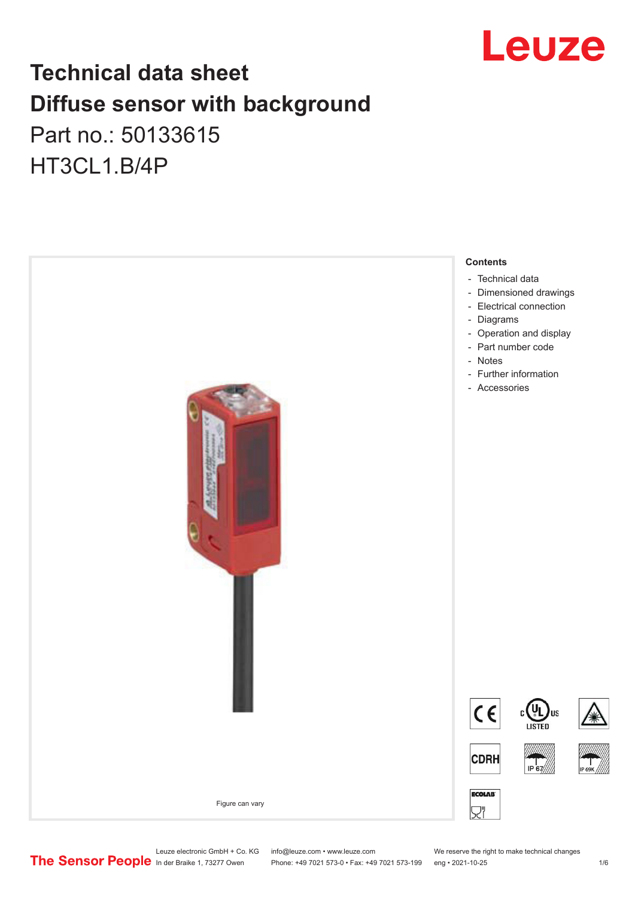# Technical data sheet
# Diffuse sensor with background

Part no.: 50133615

HT3CL1.B/4P

Figure can vary

**Contents**

- Technical data
- Dimensioned drawings
- Electrical connection
- Diagrams
- Operation and display
- Part number code
- Notes
- Further information
- Accessories

Leuze electronic GmbH + Co. KG
In der Braike 1, 73277 Owen

info@leuze.com • www.leuze.com
Phone: +49 7021 573-0 • Fax: +49 7021 573-199

We reserve the right to make technical changes
eng • 2021-10-25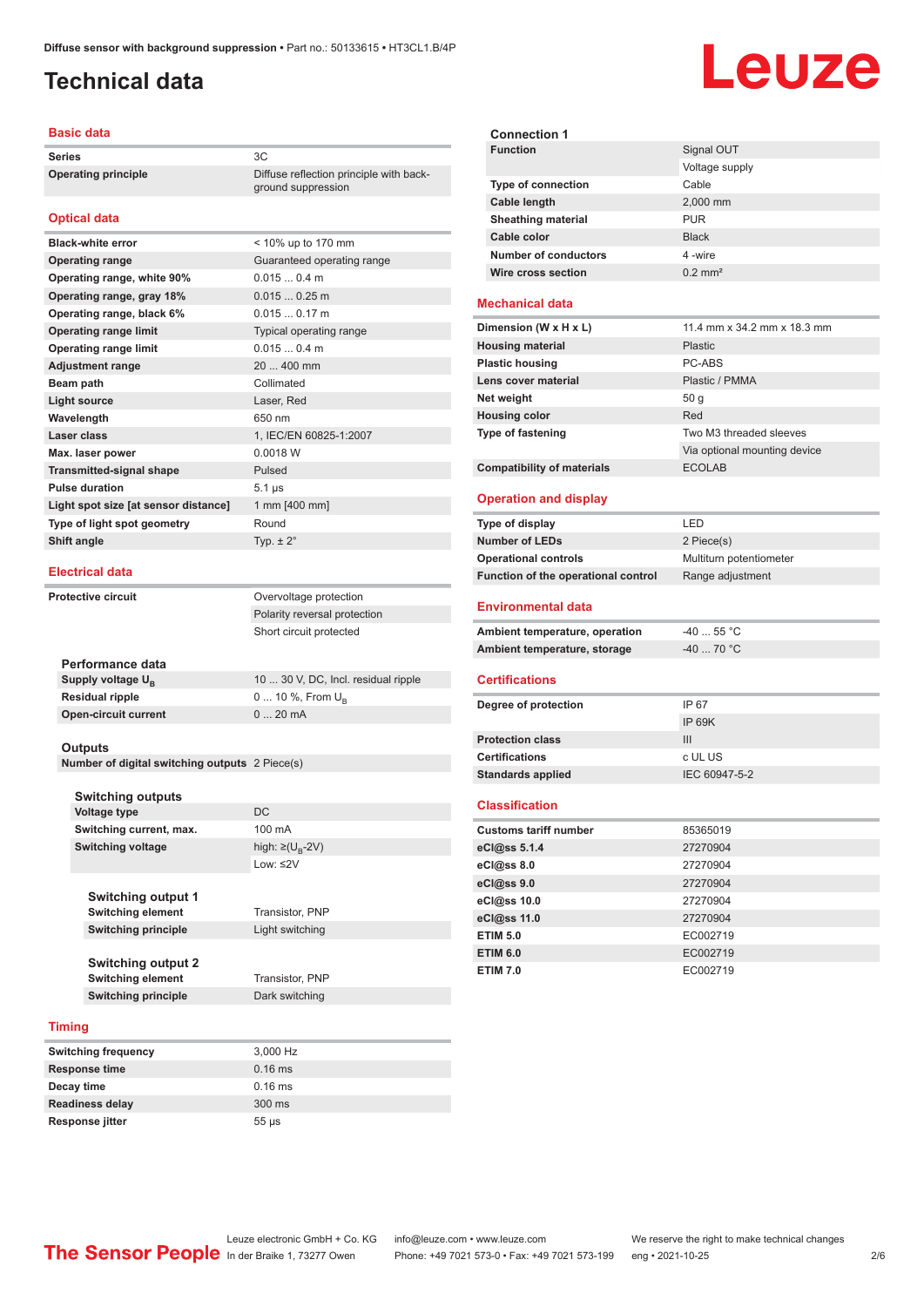# Technical data

## Basic data

| | |
|---|---|
| **Series** | 3C |
| **Operating principle** | Diffuse reflection principle with background suppression |

## Optical data

| | |
|---|---|
| **Black-white error** | < 10% up to 170 mm |
| **Operating range** | Guaranteed operating range |
| **Operating range, white 90%** | 0.015 ... 0.4 m |
| **Operating range, gray 18%** | 0.015 ... 0.25 m |
| **Operating range, black 6%** | 0.015 ... 0.17 m |
| **Operating range limit** | Typical operating range |
| **Operating range limit** | 0.015 ... 0.4 m |
| **Adjustment range** | 20 ... 400 mm |
| **Beam path** | Collimated |
| **Light source** | Laser, Red |
| **Wavelength** | 650 nm |
| **Laser class** | 1, IEC/EN 60825-1:2007 |
| **Max. laser power** | 0.0018 W |
| **Transmitted-signal shape** | Pulsed |
| **Pulse duration** | 5.1 µs |
| **Light spot size [at sensor distance]** | 1 mm [400 mm] |
| **Type of light spot geometry** | Round |
| **Shift angle** | Typ. ± 2° |

## Electrical data

| | |
|---|---|
| **Protective circuit** | Overvoltage protection |
| | Polarity reversal protection |
| | Short circuit protected |

### Performance data

| | |
|---|---|
| **Supply voltage $U_B$** | 10 ... 30 V, DC, Incl. residual ripple |
| **Residual ripple** | 0 ... 10 %, From $U_B$ |
| **Open-circuit current** | 0 ... 20 mA |

### Outputs

| | |
|---|---|
| **Number of digital switching outputs** | 2 Piece(s) |

#### Switching outputs

| | |
|---|---|
| **Voltage type** | DC |
| **Switching current, max.** | 100 mA |
| **Switching voltage** | high: ≥($U_B$-2V) |
| | Low: ≤2V |

#### Switching output 1

| | |
|---|---|
| **Switching element** | Transistor, PNP |
| **Switching principle** | Light switching |

#### Switching output 2

| | |
|---|---|
| **Switching element** | Transistor, PNP |
| **Switching principle** | Dark switching |

## Timing

| | |
|---|---|
| **Switching frequency** | 3,000 Hz |
| **Response time** | 0.16 ms |
| **Decay time** | 0.16 ms |
| **Readiness delay** | 300 ms |
| **Response jitter** | 55 µs |

### Connection 1

| | |
|---|---|
| **Function** | Signal OUT |
| | Voltage supply |
| **Type of connection** | Cable |
| **Cable length** | 2,000 mm |
| **Sheathing material** | PUR |
| **Cable color** | Black |
| **Number of conductors** | 4 -wire |
| **Wire cross section** | 0.2 mm² |

## Mechanical data

| | |
|---|---|
| **Dimension (W x H x L)** | 11.4 mm x 34.2 mm x 18.3 mm |
| **Housing material** | Plastic |
| **Plastic housing** | PC-ABS |
| **Lens cover material** | Plastic / PMMA |
| **Net weight** | 50 g |
| **Housing color** | Red |
| **Type of fastening** | Two M3 threaded sleeves |
| | Via optional mounting device |
| **Compatibility of materials** | ECOLAB |

## Operation and display

| | |
|---|---|
| **Type of display** | LED |
| **Number of LEDs** | 2 Piece(s) |
| **Operational controls** | Multiturn potentiometer |
| **Function of the operational control** | Range adjustment |

## Environmental data

| | |
|---|---|
| **Ambient temperature, operation** | -40 ... 55 °C |
| **Ambient temperature, storage** | -40 ... 70 °C |

## Certifications

| | |
|---|---|
| **Degree of protection** | IP 67 |
| | IP 69K |
| **Protection class** | III |
| **Certifications** | c UL US |
| **Standards applied** | IEC 60947-5-2 |

## Classification

| | |
|---|---|
| **Customs tariff number** | 85365019 |
| **eCl@ss 5.1.4** | 27270904 |
| **eCl@ss 8.0** | 27270904 |
| **eCl@ss 9.0** | 27270904 |
| **eCl@ss 10.0** | 27270904 |
| **eCl@ss 11.0** | 27270904 |
| **ETIM 5.0** | EC002719 |
| **ETIM 6.0** | EC002719 |
| **ETIM 7.0** | EC002719 |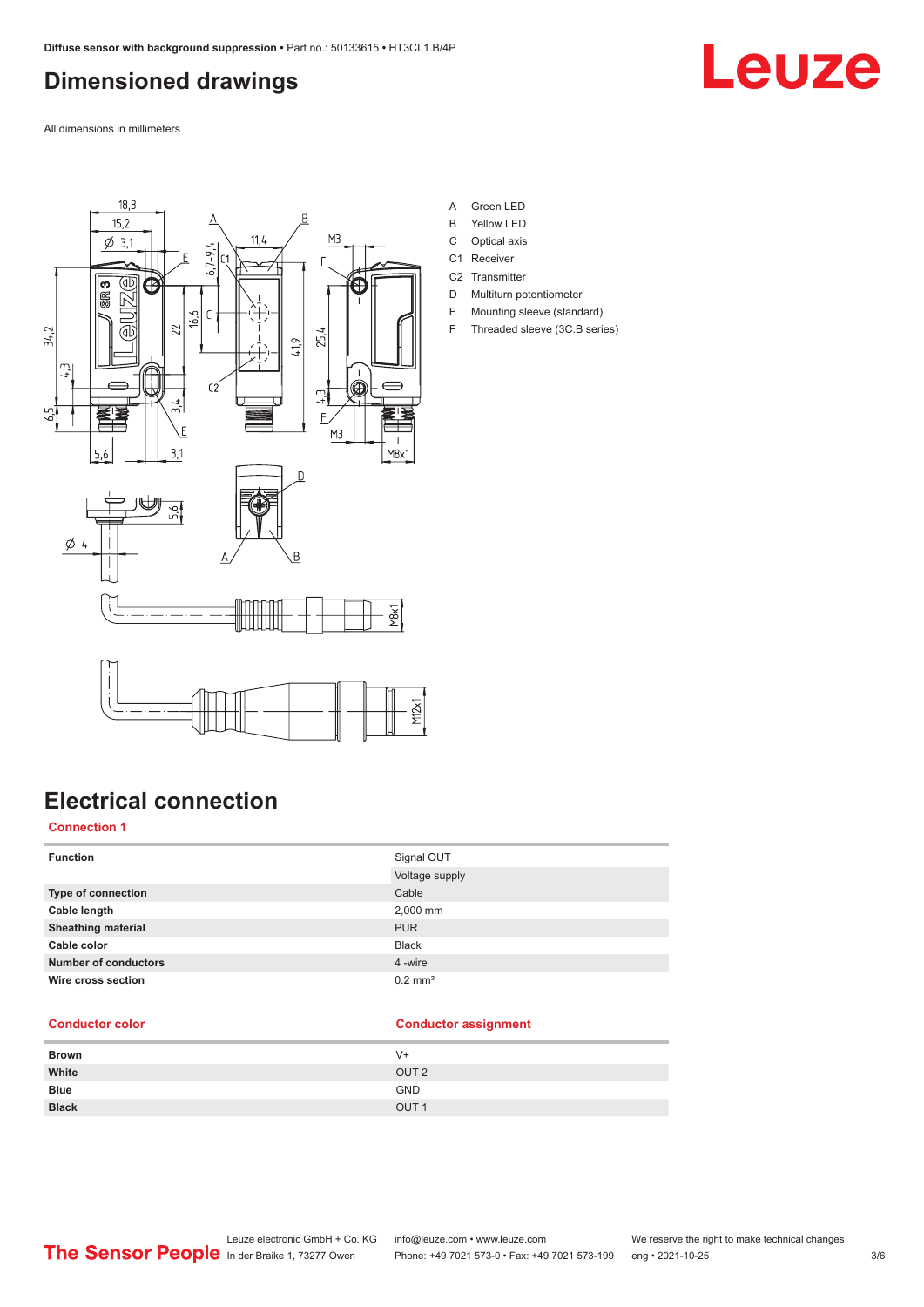# Dimensioned drawings

All dimensions in millimeters

A Green LED
B Yellow LED
C Optical axis
C1 Receiver
C2 Transmitter
D Multiturn potentiometer
E Mounting sleeve (standard)
F Threaded sleeve (3C.B series)

# Electrical connection

## Connection 1

| Function | Signal OUT |
|---|---|
| | Voltage supply |
| **Type of connection** | Cable |
| **Cable length** | 2,000 mm |
| **Sheathing material** | PUR |
| **Cable color** | Black |
| **Number of conductors** | 4 -wire |
| **Wire cross section** | 0.2 mm² |

| Conductor color | Conductor assignment |
|---|---|
| **Brown** | V+ |
| **White** | OUT 2 |
| **Blue** | GND |
| **Black** | OUT 1 |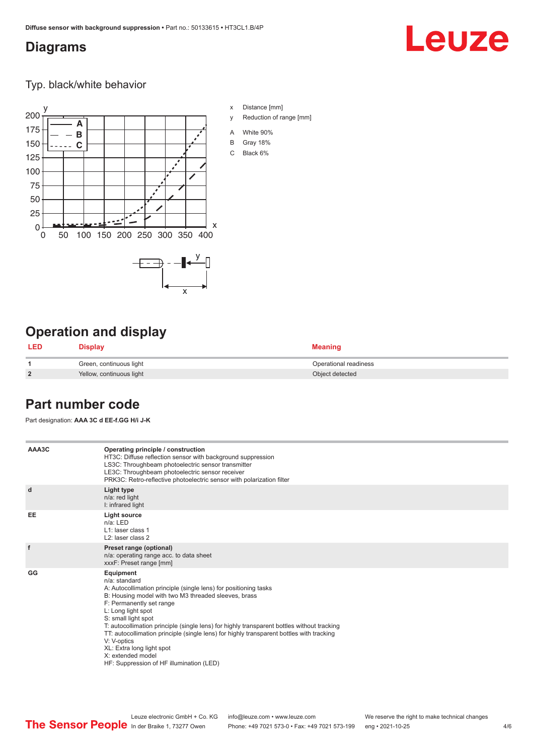# Diagrams

## Typ. black/white behavior

x Distance [mm]

y Reduction of range [mm]

A White 90%

B Gray 18%

C Black 6%

# Operation and display

| LED | Display | Meaning |
|---|---|---|
| 1 | Green, continuous light | Operational readiness |
| 2 | Yellow, continuous light | Object detected |

# Part number code

Part designation: **AAA 3C d EE-f.GG H/i J-K**

| | |
|---|---|
| AAA3C | **Operating principle / construction**<br>HT3C: Diffuse reflection sensor with background suppression<br>LS3C: Throughbeam photoelectric sensor transmitter<br>LE3C: Throughbeam photoelectric sensor receiver<br>PRK3C: Retro-reflective photoelectric sensor with polarization filter |
| d | **Light type**<br>n/a: red light<br>I: infrared light |
| EE | **Light source**<br>n/a: LED<br>L1: laser class 1<br>L2: laser class 2 |
| f | **Preset range (optional)**<br>n/a: operating range acc. to data sheet<br>xxxF: Preset range [mm] |
| GG | **Equipment**<br>n/a: standard<br>A: Autocollimation principle (single lens) for positioning tasks<br>B: Housing model with two M3 threaded sleeves, brass<br>F: Permanently set range<br>L: Long light spot<br>S: small light spot<br>T: autocollimation principle (single lens) for highly transparent bottles without tracking<br>TT: autocollimation principle (single lens) for highly transparent bottles with tracking<br>V: V-optics<br>XL: Extra long light spot<br>X: extended model<br>HF: Suppression of HF illumination (LED) |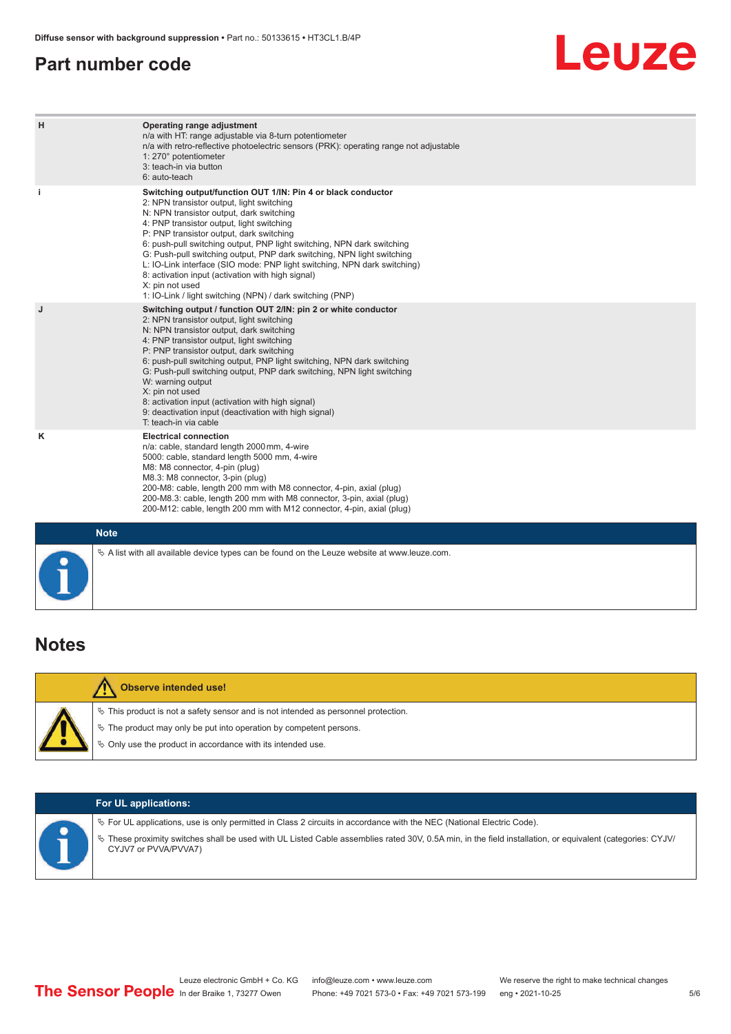## Part number code

| | |
|---|---|
| H | **Operating range adjustment**<br>n/a with HT: range adjustable via 8-turn potentiometer<br>n/a with retro-reflective photoelectric sensors (PRK): operating range not adjustable<br>1: 270° potentiometer<br>3: teach-in via button<br>6: auto-teach |
| i | **Switching output/function OUT 1/IN: Pin 4 or black conductor**<br>2: NPN transistor output, light switching<br>N: NPN transistor output, dark switching<br>4: PNP transistor output, light switching<br>P: PNP transistor output, dark switching<br>6: push-pull switching output, PNP light switching, NPN dark switching<br>G: Push-pull switching output, PNP dark switching, NPN light switching<br>L: IO-Link interface (SIO mode: PNP light switching, NPN dark switching)<br>8: activation input (activation with high signal)<br>X: pin not used<br>1: IO-Link / light switching (NPN) / dark switching (PNP) |
| J | **Switching output / function OUT 2/IN: pin 2 or white conductor**<br>2: NPN transistor output, light switching<br>N: NPN transistor output, dark switching<br>4: PNP transistor output, light switching<br>P: PNP transistor output, dark switching<br>6: push-pull switching output, PNP light switching, NPN dark switching<br>G: Push-pull switching output, PNP dark switching, NPN light switching<br>W: warning output<br>X: pin not used<br>8: activation input (activation with high signal)<br>9: deactivation input (deactivation with high signal)<br>T: teach-in via cable |
| K | **Electrical connection**<br>n/a: cable, standard length 2000 mm, 4-wire<br>5000: cable, standard length 5000 mm, 4-wire<br>M8: M8 connector, 4-pin (plug)<br>M8.3: M8 connector, 3-pin (plug)<br>200-M8: cable, length 200 mm with M8 connector, 4-pin, axial (plug)<br>200-M8.3: cable, length 200 mm with M8 connector, 3-pin, axial (plug)<br>200-M12: cable, length 200 mm with M12 connector, 4-pin, axial (plug) |

**Note**

- A list with all available device types can be found on the Leuze website at www.leuze.com.

## Notes

**Observe intended use!**

- This product is not a safety sensor and is not intended as personnel protection.
- The product may only be put into operation by competent persons.
- Only use the product in accordance with its intended use.

**For UL applications:**

- For UL applications, use is only permitted in Class 2 circuits in accordance with the NEC (National Electric Code).
- These proximity switches shall be used with UL Listed Cable assemblies rated 30V, 0.5A min, in the field installation, or equivalent (categories: CYJV/CYJV7 or PVVA/PVVA7)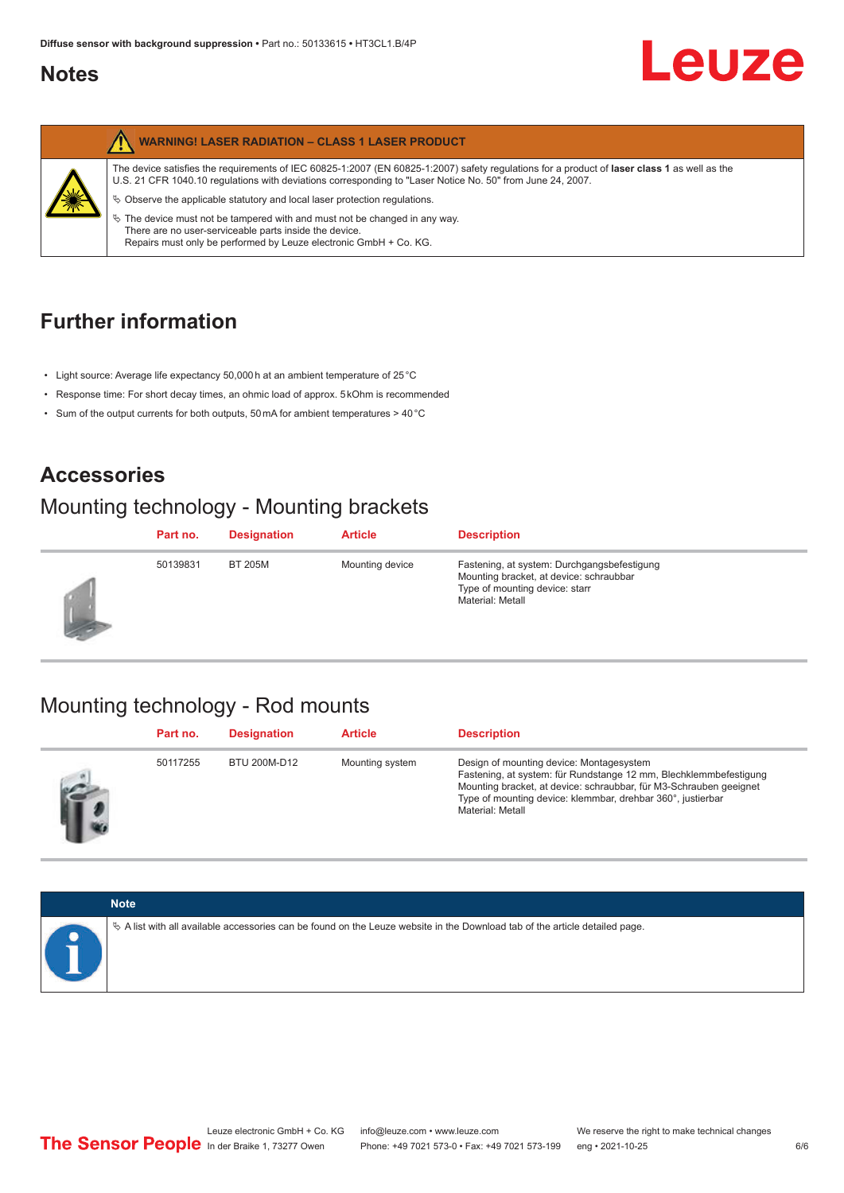## Notes

**WARNING! LASER RADIATION – CLASS 1 LASER PRODUCT**

The device satisfies the requirements of IEC 60825-1:2007 (EN 60825-1:2007) safety regulations for a product of **laser class 1** as well as the U.S. 21 CFR 1040.10 regulations with deviations corresponding to "Laser Notice No. 50" from June 24, 2007.

- Observe the applicable statutory and local laser protection regulations.
- The device must not be tampered with and must not be changed in any way.
  There are no user-serviceable parts inside the device.
  Repairs must only be performed by Leuze electronic GmbH + Co. KG.

## Further information

- Light source: Average life expectancy 50,000 h at an ambient temperature of 25 °C
- Response time: For short decay times, an ohmic load of approx. 5 kOhm is recommended
- Sum of the output currents for both outputs, 50 mA for ambient temperatures > 40 °C

## Accessories

### Mounting technology - Mounting brackets

| Part no. | Designation | Article | Description |
|---|---|---|---|
| 50139831 | BT 205M | Mounting device | Fastening, at system: Durchgangsbefestigung<br>Mounting bracket, at device: schraubbar<br>Type of mounting device: starr<br>Material: Metall |

### Mounting technology - Rod mounts

| Part no. | Designation | Article | Description |
|---|---|---|---|
| 50117255 | BTU 200M-D12 | Mounting system | Design of mounting device: Montagesystem<br>Fastening, at system: für Rundstange 12 mm, Blechklemmbefestigung<br>Mounting bracket, at device: schraubbar, für M3-Schrauben geeignet<br>Type of mounting device: klemmbar, drehbar 360°, justierbar<br>Material: Metall |

**Note**

- A list with all available accessories can be found on the Leuze website in the Download tab of the article detailed page.